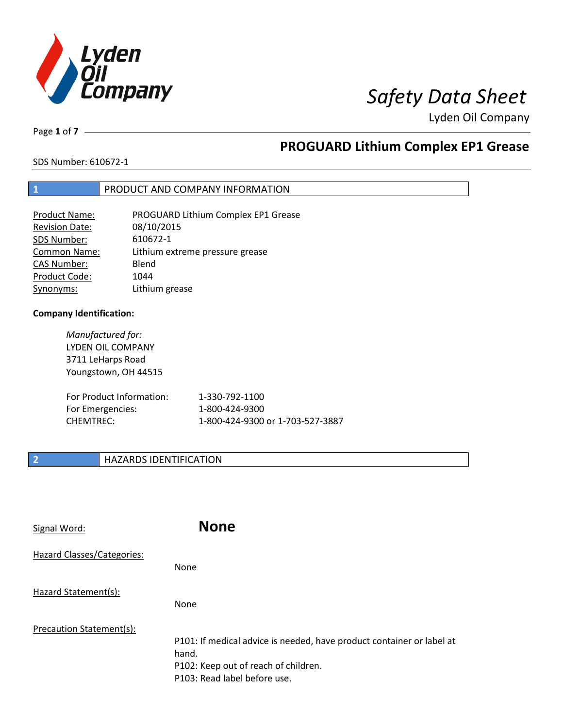# Safety Data Sheet

Lyden Oil Company

## PROGUARD Lithium Complex EP1 Grease

SDS Number: 610672-1

## 1 PRODUCT AND COMPANY INFORMATION

| | |
|---|---|
| Product Name: | PROGUARD Lithium Complex EP1 Grease |
| Revision Date: | 08/10/2015 |
| SDS Number: | 610672-1 |
| Common Name: | Lithium extreme pressure grease |
| CAS Number: | Blend |
| Product Code: | 1044 |
| Synonyms: | Lithium grease |

**Company Identification:**

*Manufactured for:*
LYDEN OIL COMPANY
3711 LeHarps Road
Youngstown, OH 44515

| | |
|---|---|
| For Product Information: | 1-330-792-1100 |
| For Emergencies: | 1-800-424-9300 |
| CHEMTREC: | 1-800-424-9300 or 1-703-527-3887 |

## 2 HAZARDS IDENTIFICATION

Signal Word: **None**

Hazard Classes/Categories:

None

Hazard Statement(s):

None

Precaution Statement(s):

P101: If medical advice is needed, have product container or label at hand.
P102: Keep out of reach of children.
P103: Read label before use.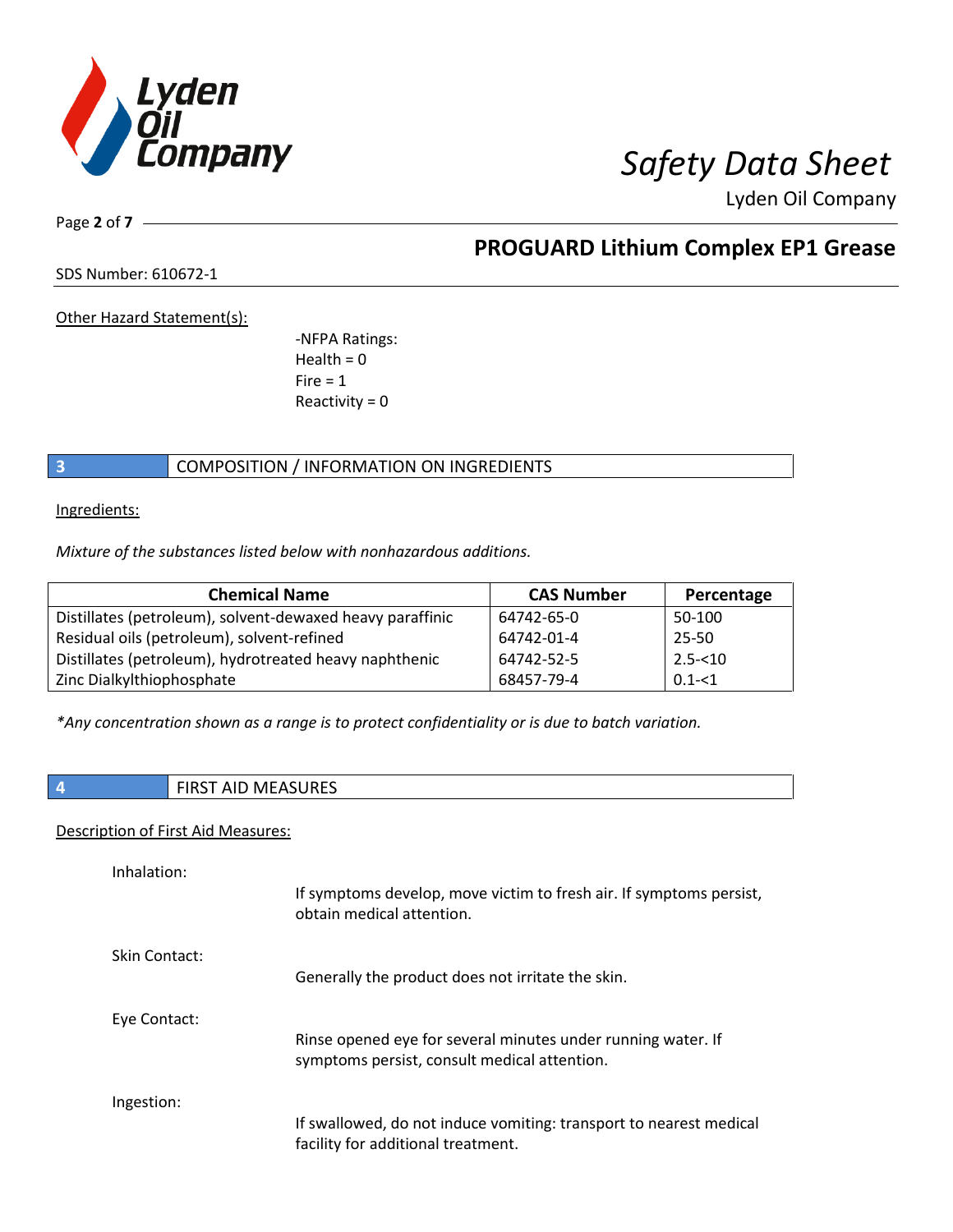Other Hazard Statement(s):

-NFPA Ratings:
Health = 0
Fire = 1
Reactivity = 0

## 3 COMPOSITION / INFORMATION ON INGREDIENTS

Ingredients:

*Mixture of the substances listed below with nonhazardous additions.*

| Chemical Name | CAS Number | Percentage |
|---|---|---|
| Distillates (petroleum), solvent-dewaxed heavy paraffinic | 64742-65-0 | 50-100 |
| Residual oils (petroleum), solvent-refined | 64742-01-4 | 25-50 |
| Distillates (petroleum), hydrotreated heavy naphthenic | 64742-52-5 | 2.5-<10 |
| Zinc Dialkylthiophosphate | 68457-79-4 | 0.1-<1 |

*\*Any concentration shown as a range is to protect confidentiality or is due to batch variation.*

## 4 FIRST AID MEASURES

Description of First Aid Measures:

Inhalation:
If symptoms develop, move victim to fresh air. If symptoms persist, obtain medical attention.

Skin Contact:
Generally the product does not irritate the skin.

Eye Contact:
Rinse opened eye for several minutes under running water. If symptoms persist, consult medical attention.

Ingestion:
If swallowed, do not induce vomiting: transport to nearest medical facility for additional treatment.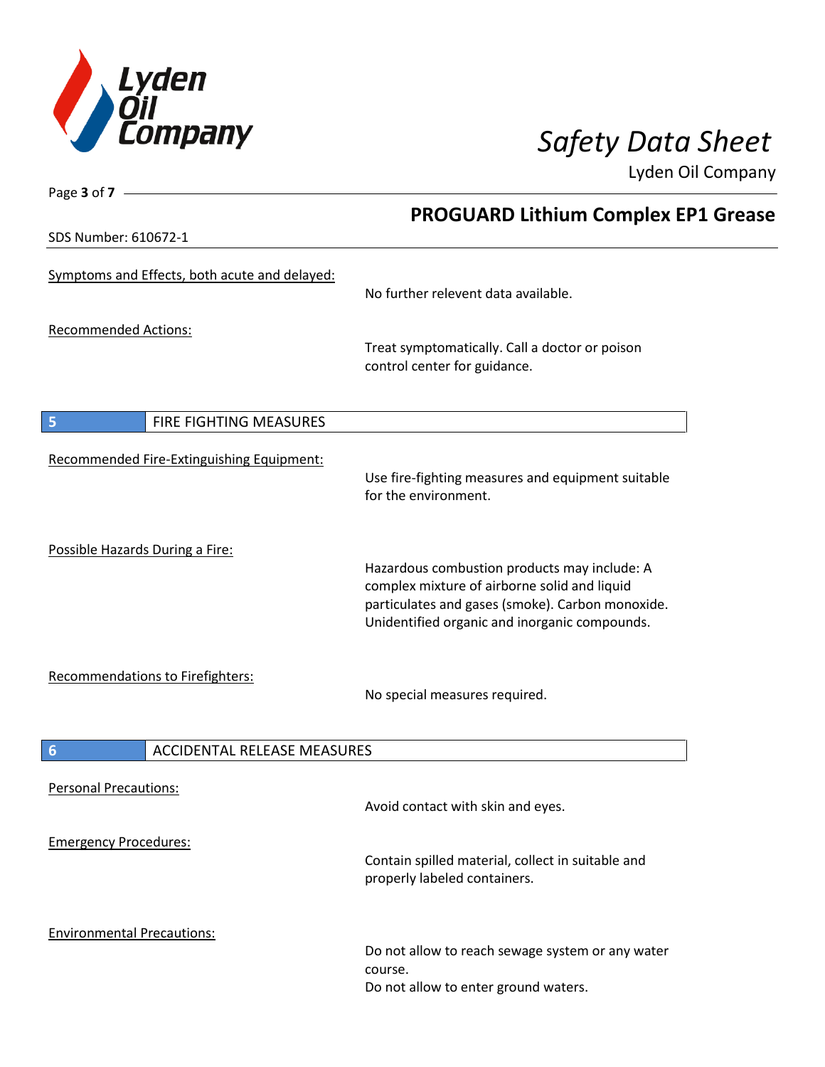Symptoms and Effects, both acute and delayed:

No further relevent data available.

Recommended Actions:

Treat symptomatically. Call a doctor or poison control center for guidance.

## 5 FIRE FIGHTING MEASURES

Recommended Fire-Extinguishing Equipment:

Use fire-fighting measures and equipment suitable for the environment.

Possible Hazards During a Fire:

Hazardous combustion products may include: A complex mixture of airborne solid and liquid particulates and gases (smoke). Carbon monoxide. Unidentified organic and inorganic compounds.

Recommendations to Firefighters:

No special measures required.

## 6 ACCIDENTAL RELEASE MEASURES

Personal Precautions:

Avoid contact with skin and eyes.

Emergency Procedures:

Contain spilled material, collect in suitable and properly labeled containers.

Environmental Precautions:

Do not allow to reach sewage system or any water course.
Do not allow to enter ground waters.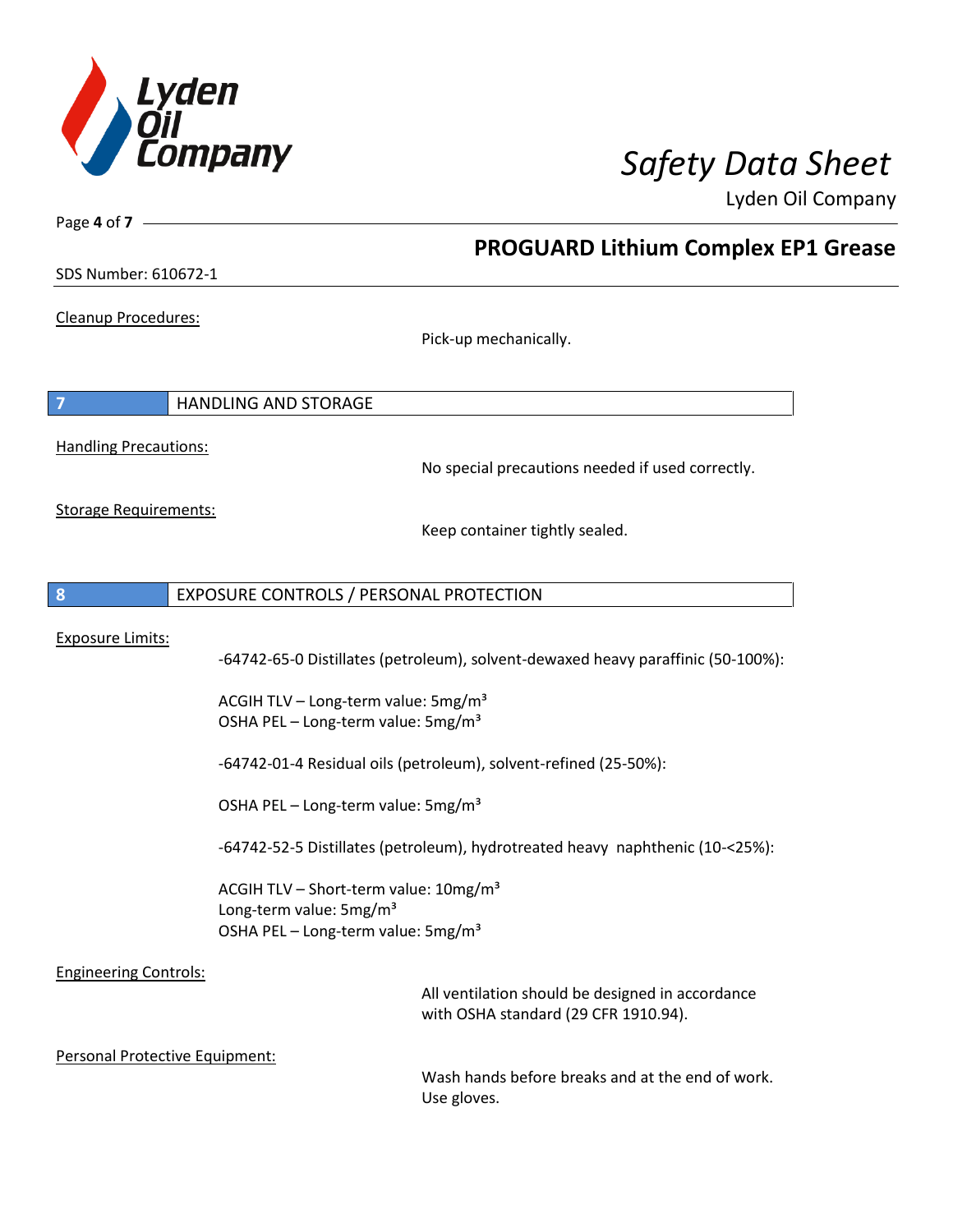Cleanup Procedures:

Pick-up mechanically.

## 7 HANDLING AND STORAGE

Handling Precautions:

No special precautions needed if used correctly.

Storage Requirements:

Keep container tightly sealed.

## 8 EXPOSURE CONTROLS / PERSONAL PROTECTION

Exposure Limits:

-64742-65-0 Distillates (petroleum), solvent-dewaxed heavy paraffinic (50-100%):

ACGIH TLV – Long-term value: 5mg/m³
OSHA PEL – Long-term value: 5mg/m³

-64742-01-4 Residual oils (petroleum), solvent-refined (25-50%):

OSHA PEL – Long-term value: 5mg/m³

-64742-52-5 Distillates (petroleum), hydrotreated heavy naphthenic (10-<25%):

ACGIH TLV – Short-term value: 10mg/m³
Long-term value: 5mg/m³
OSHA PEL – Long-term value: 5mg/m³

Engineering Controls:

All ventilation should be designed in accordance with OSHA standard (29 CFR 1910.94).

Personal Protective Equipment:

Wash hands before breaks and at the end of work.
Use gloves.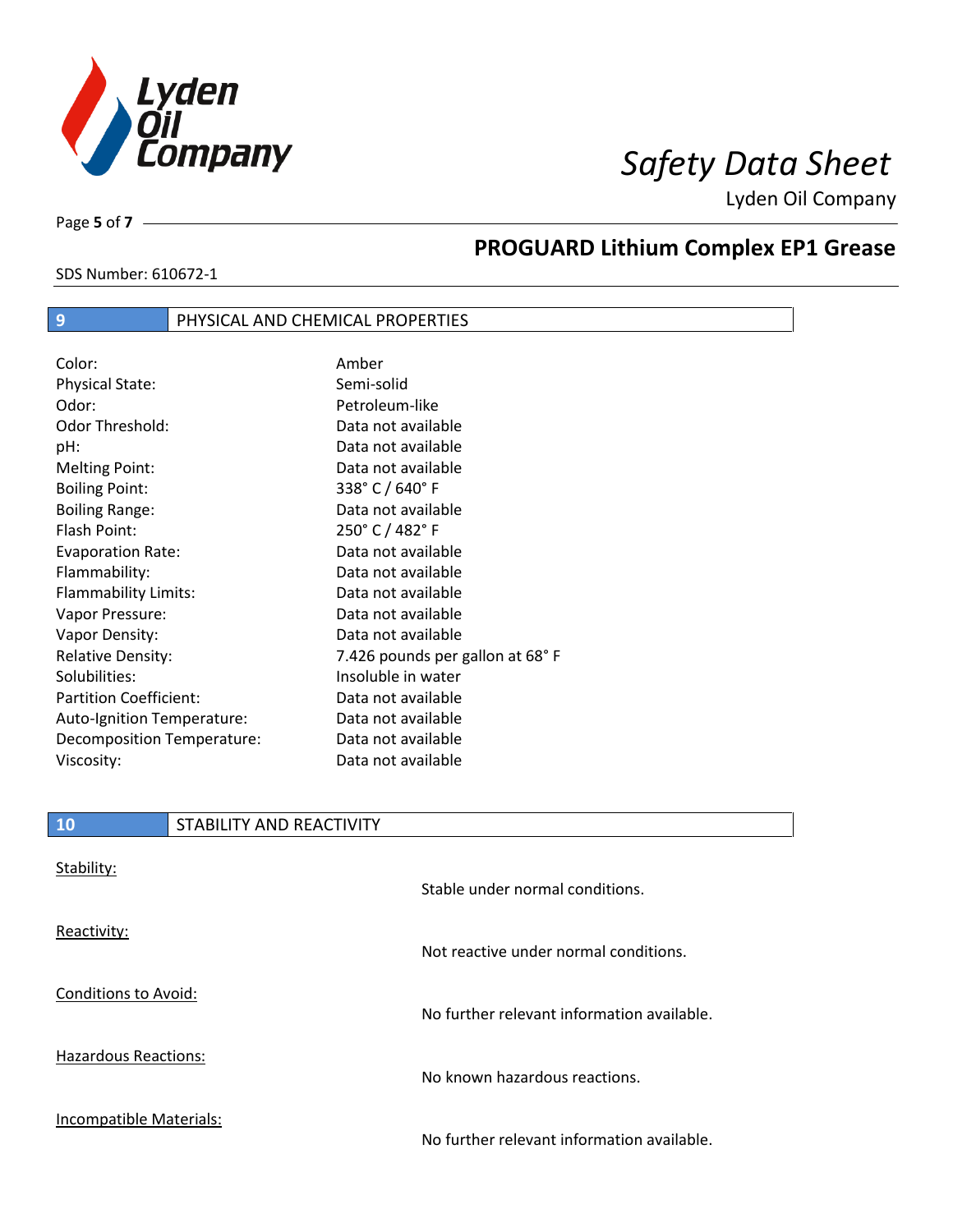## 9 PHYSICAL AND CHEMICAL PROPERTIES

| Property | Value |
|---|---|
| Color: | Amber |
| Physical State: | Semi-solid |
| Odor: | Petroleum-like |
| Odor Threshold: | Data not available |
| pH: | Data not available |
| Melting Point: | Data not available |
| Boiling Point: | 338° C / 640° F |
| Boiling Range: | Data not available |
| Flash Point: | 250° C / 482° F |
| Evaporation Rate: | Data not available |
| Flammability: | Data not available |
| Flammability Limits: | Data not available |
| Vapor Pressure: | Data not available |
| Vapor Density: | Data not available |
| Relative Density: | 7.426 pounds per gallon at 68° F |
| Solubilities: | Insoluble in water |
| Partition Coefficient: | Data not available |
| Auto-Ignition Temperature: | Data not available |
| Decomposition Temperature: | Data not available |
| Viscosity: | Data not available |

## 10 STABILITY AND REACTIVITY

Stability:

Stable under normal conditions.

Reactivity:

Not reactive under normal conditions.

Conditions to Avoid:

No further relevant information available.

Hazardous Reactions:

No known hazardous reactions.

Incompatible Materials:

No further relevant information available.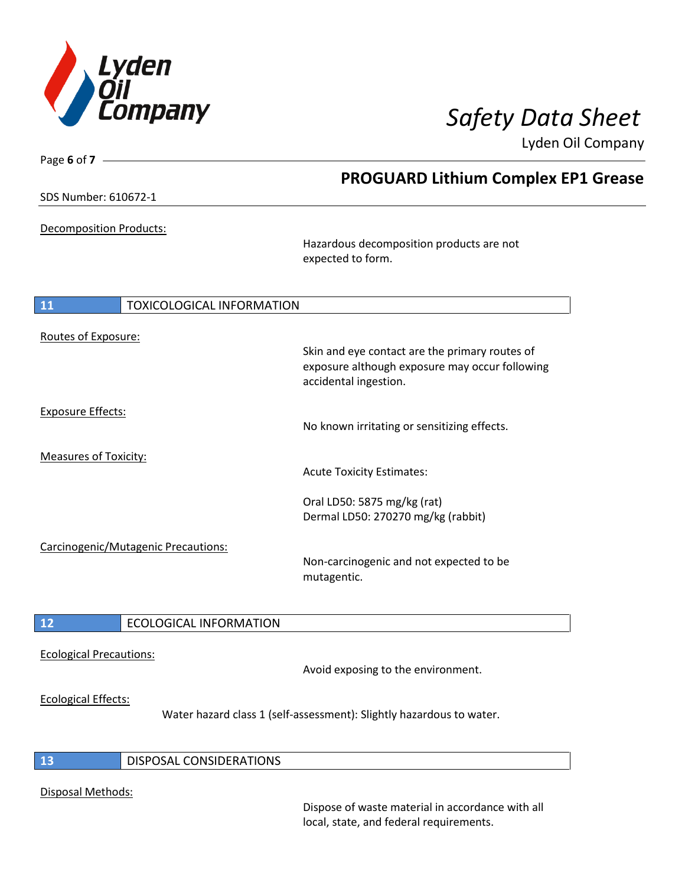Decomposition Products:

Hazardous decomposition products are not expected to form.

## 11 TOXICOLOGICAL INFORMATION

Routes of Exposure:

Skin and eye contact are the primary routes of exposure although exposure may occur following accidental ingestion.

Exposure Effects:

No known irritating or sensitizing effects.

Measures of Toxicity:

Acute Toxicity Estimates:

Oral LD50: 5875 mg/kg (rat)
Dermal LD50: 270270 mg/kg (rabbit)

Carcinogenic/Mutagenic Precautions:

Non-carcinogenic and not expected to be mutagentic.

## 12 ECOLOGICAL INFORMATION

Ecological Precautions:

Avoid exposing to the environment.

Ecological Effects:

Water hazard class 1 (self-assessment): Slightly hazardous to water.

## 13 DISPOSAL CONSIDERATIONS

Disposal Methods:

Dispose of waste material in accordance with all local, state, and federal requirements.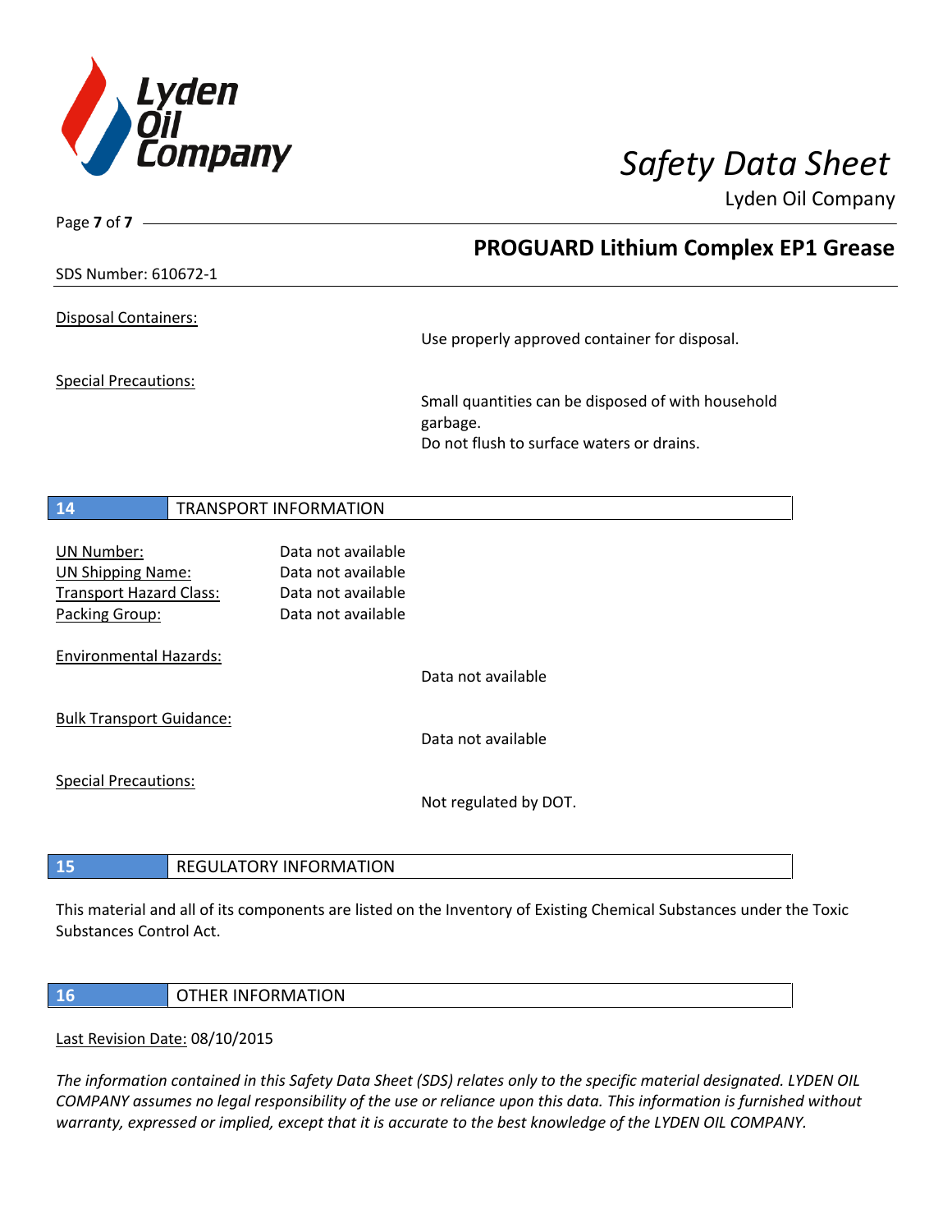**Disposal Containers:**

Use properly approved container for disposal.

**Special Precautions:**

Small quantities can be disposed of with household garbage.
Do not flush to surface waters or drains.

## 14 TRANSPORT INFORMATION

| | |
|---|---|
| UN Number: | Data not available |
| UN Shipping Name: | Data not available |
| Transport Hazard Class: | Data not available |
| Packing Group: | Data not available |

**Environmental Hazards:**

Data not available

**Bulk Transport Guidance:**

Data not available

**Special Precautions:**

Not regulated by DOT.

## 15 REGULATORY INFORMATION

This material and all of its components are listed on the Inventory of Existing Chemical Substances under the Toxic Substances Control Act.

## 16 OTHER INFORMATION

Last Revision Date: 08/10/2015

*The information contained in this Safety Data Sheet (SDS) relates only to the specific material designated. LYDEN OIL COMPANY assumes no legal responsibility of the use or reliance upon this data. This information is furnished without warranty, expressed or implied, except that it is accurate to the best knowledge of the LYDEN OIL COMPANY.*